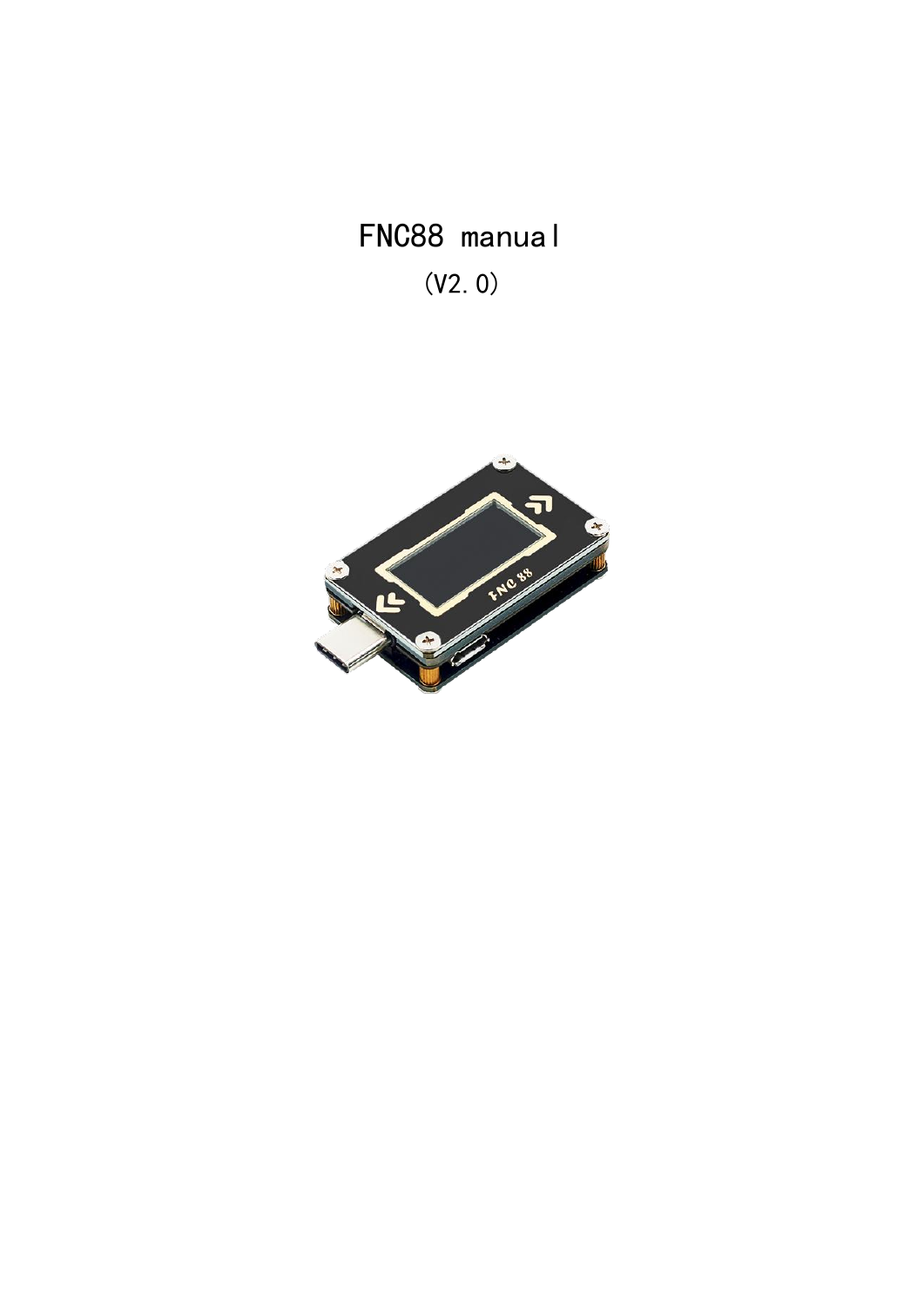# FNC88 manual

(V2.0)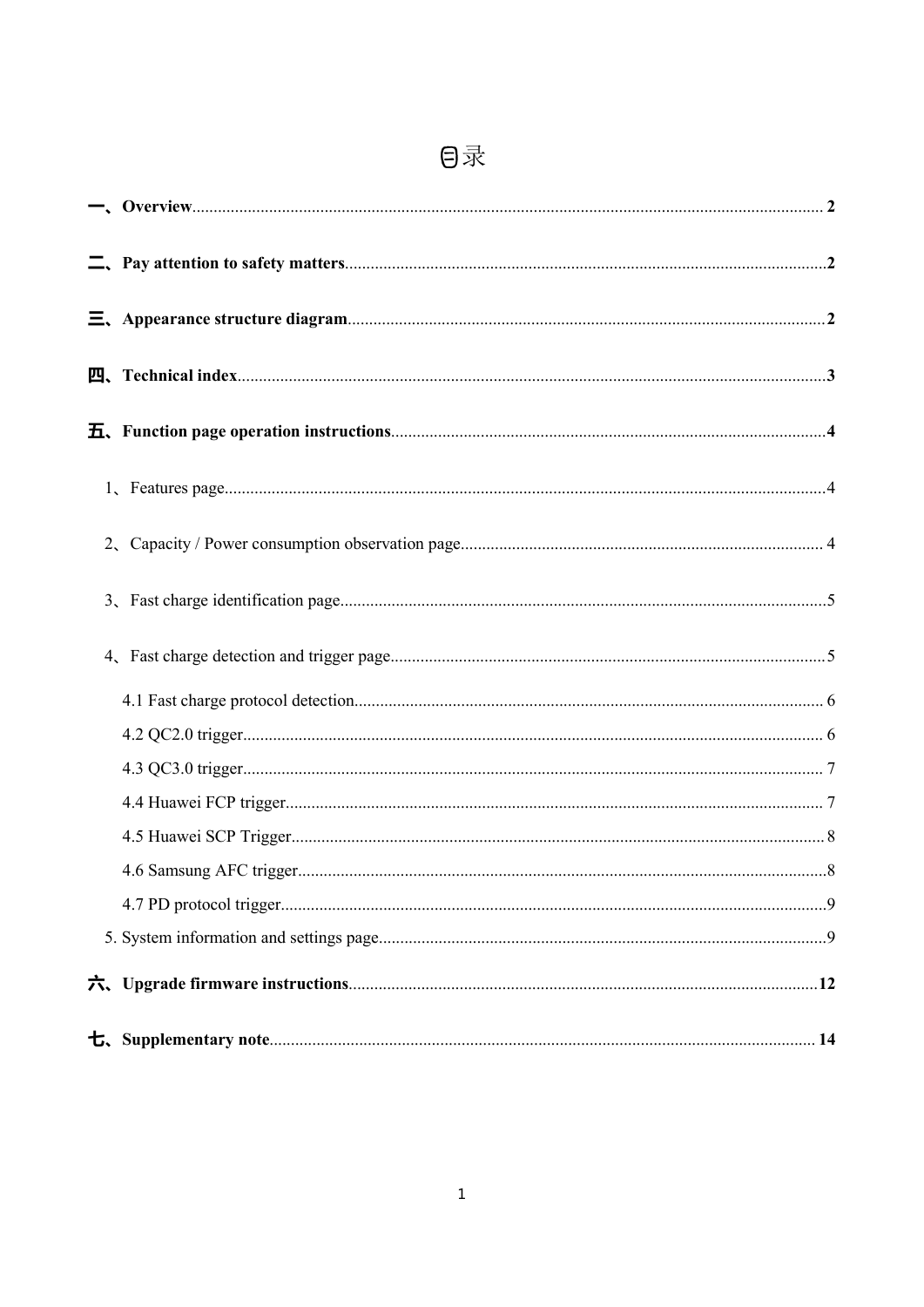# 目录

**一、Overview** .......... 2

**二、Pay attention to safety matters** .......... 2

**三、Appearance structure diagram** .......... 2

**四、Technical index** .......... 3

**五、Function page operation instructions** .......... 4

1、Features page .......... 4

2、Capacity / Power consumption observation page .......... 4

3、Fast charge identification page .......... 5

4、Fast charge detection and trigger page .......... 5

4.1 Fast charge protocol detection .......... 6

4.2 QC2.0 trigger .......... 6

4.3 QC3.0 trigger .......... 7

4.4 Huawei FCP trigger .......... 7

4.5 Huawei SCP Trigger .......... 8

4.6 Samsung AFC trigger .......... 8

4.7 PD protocol trigger .......... 9

5. System information and settings page .......... 9

**六、Upgrade firmware instructions** .......... 12

**七、Supplementary note** .......... 14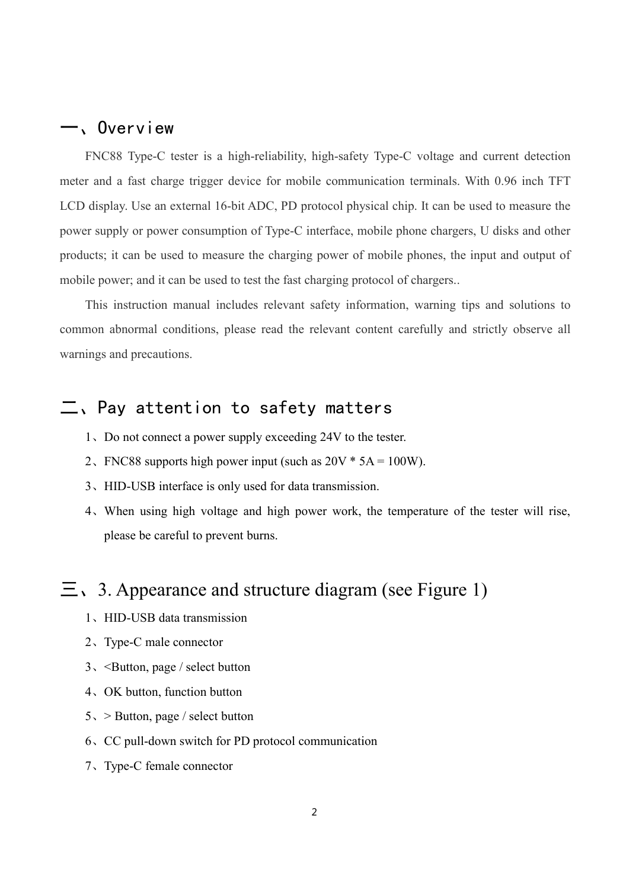## 一、Overview

FNC88 Type-C tester is a high-reliability, high-safety Type-C voltage and current detection meter and a fast charge trigger device for mobile communication terminals. With 0.96 inch TFT LCD display. Use an external 16-bit ADC, PD protocol physical chip. It can be used to measure the power supply or power consumption of Type-C interface, mobile phone chargers, U disks and other products; it can be used to measure the charging power of mobile phones, the input and output of mobile power; and it can be used to test the fast charging protocol of chargers..

This instruction manual includes relevant safety information, warning tips and solutions to common abnormal conditions, please read the relevant content carefully and strictly observe all warnings and precautions.

## 二、Pay attention to safety matters

1、Do not connect a power supply exceeding 24V to the tester.

2、FNC88 supports high power input (such as 20V * 5A = 100W).

3、HID-USB interface is only used for data transmission.

4、When using high voltage and high power work, the temperature of the tester will rise, please be careful to prevent burns.

## 三、3. Appearance and structure diagram (see Figure 1)

1、HID-USB data transmission

2、Type-C male connector

3、<Button, page / select button

4、OK button, function button

5、> Button, page / select button

6、CC pull-down switch for PD protocol communication

7、Type-C female connector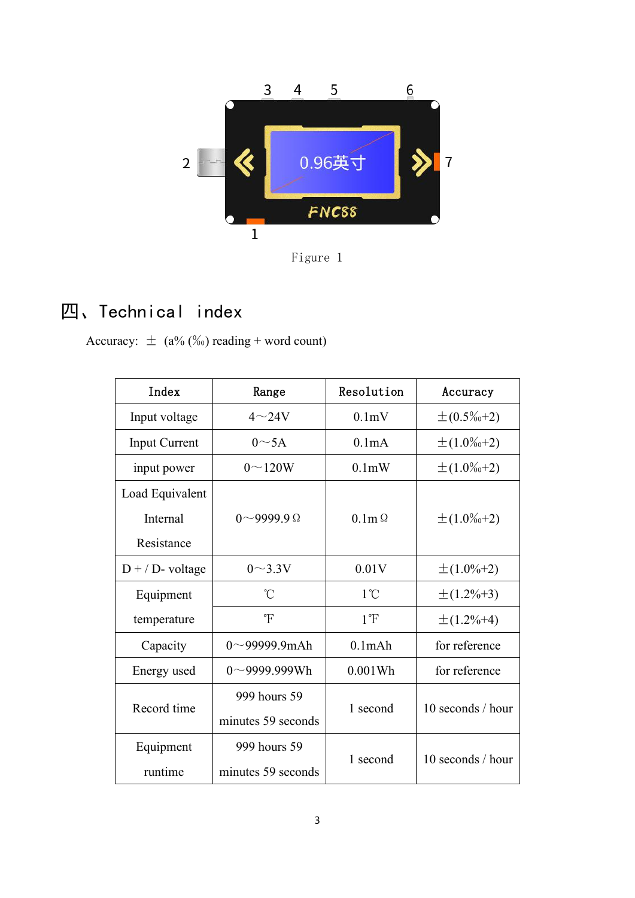Figure 1

## 四、Technical index

Accuracy: ± (a% (‰) reading + word count)

| Index | Range | Resolution | Accuracy |
|---|---|---|---|
| Input voltage | 4～24V | 0.1mV | ±(0.5‰+2) |
| Input Current | 0～5A | 0.1mA | ±(1.0‰+2) |
| input power | 0～120W | 0.1mW | ±(1.0‰+2) |
| Load Equivalent Internal Resistance | 0～9999.9Ω | 0.1mΩ | ±(1.0‰+2) |
| D + / D- voltage | 0～3.3V | 0.01V | ±(1.0%+2) |
| Equipment temperature | ℃ | 1℃ | ±(1.2%+3) |
| | ℉ | 1℉ | ±(1.2%+4) |
| Capacity | 0～99999.9mAh | 0.1mAh | for reference |
| Energy used | 0～9999.999Wh | 0.001Wh | for reference |
| Record time | 999 hours 59 minutes 59 seconds | 1 second | 10 seconds / hour |
| Equipment runtime | 999 hours 59 minutes 59 seconds | 1 second | 10 seconds / hour |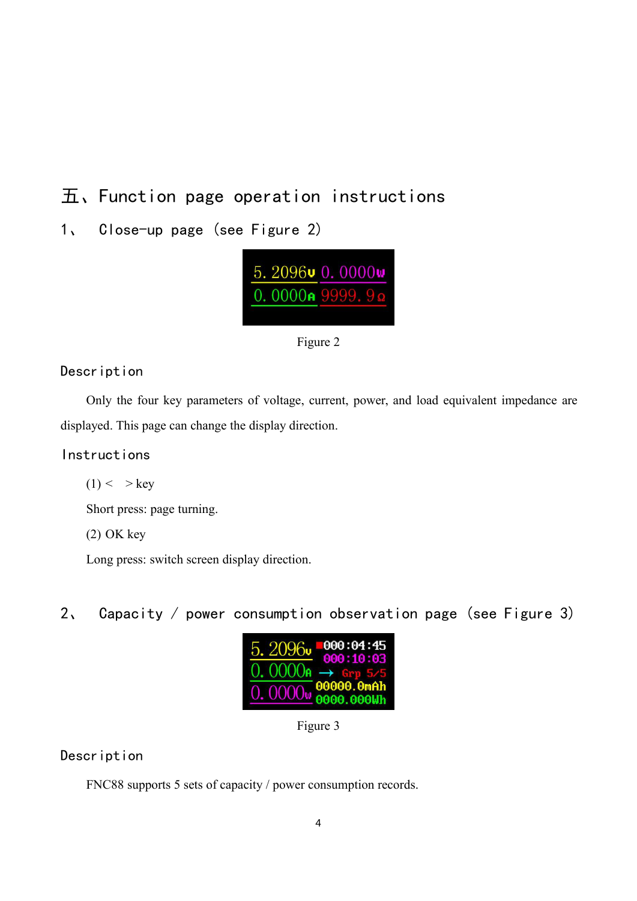# 五、Function page operation instructions

## 1、 Close-up page (see Figure 2)

Figure 2

### Description

Only the four key parameters of voltage, current, power, and load equivalent impedance are displayed. This page can change the display direction.

### Instructions

(1) < > key

Short press: page turning.

(2) OK key

Long press: switch screen display direction.

## 2、 Capacity / power consumption observation page (see Figure 3)

Figure 3

### Description

FNC88 supports 5 sets of capacity / power consumption records.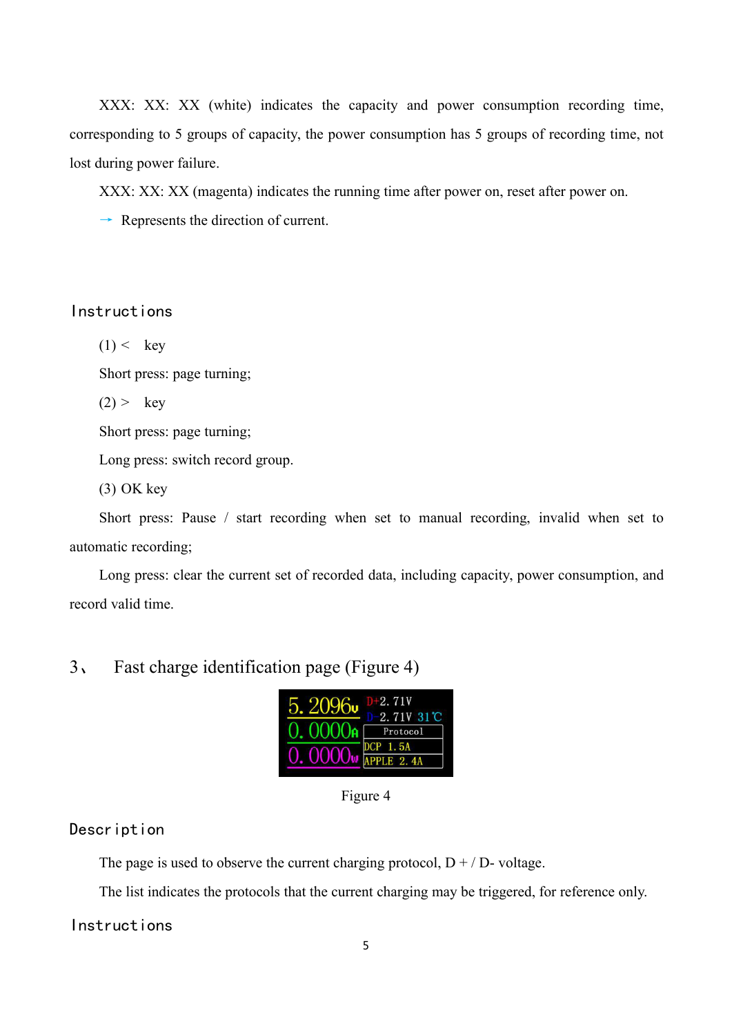XXX: XX: XX (white) indicates the capacity and power consumption recording time, corresponding to 5 groups of capacity, the power consumption has 5 groups of recording time, not lost during power failure.

XXX: XX: XX (magenta) indicates the running time after power on, reset after power on.

→ Represents the direction of current.

### Instructions

(1) < key

Short press: page turning;

(2) > key

Short press: page turning;

Long press: switch record group.

(3) OK key

Short press: Pause / start recording when set to manual recording, invalid when set to automatic recording;

Long press: clear the current set of recorded data, including capacity, power consumption, and record valid time.

## 3、 Fast charge identification page (Figure 4)

Figure 4

### Description

The page is used to observe the current charging protocol, D + / D- voltage.

The list indicates the protocols that the current charging may be triggered, for reference only.

### Instructions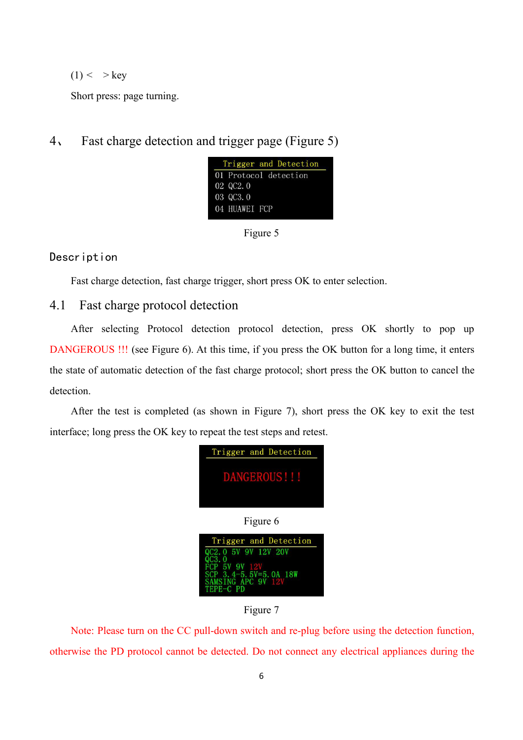(1) < > key

Short press: page turning.

## 4、 Fast charge detection and trigger page (Figure 5)

Trigger and Detection
01 Protocol detection
02 QC2.0
03 QC3.0
04 HUAWEI FCP

Figure 5

### Description

Fast charge detection, fast charge trigger, short press OK to enter selection.

### 4.1 Fast charge protocol detection

After selecting Protocol detection protocol detection, press OK shortly to pop up DANGEROUS !!! (see Figure 6). At this time, if you press the OK button for a long time, it enters the state of automatic detection of the fast charge protocol; short press the OK button to cancel the detection.

After the test is completed (as shown in Figure 7), short press the OK key to exit the test interface; long press the OK key to repeat the test steps and retest.

Trigger and Detection

DANGEROUS!!!

Figure 6

Trigger and Detection
QC2.0 5V 9V 12V 20V
QC3.0
FCP 5V 9V 12V
SCP 3.4-5.5V=5.0A 18W
SAMSING APC 9V 12V
TEPE-C PD

Figure 7

Note: Please turn on the CC pull-down switch and re-plug before using the detection function, otherwise the PD protocol cannot be detected. Do not connect any electrical appliances during the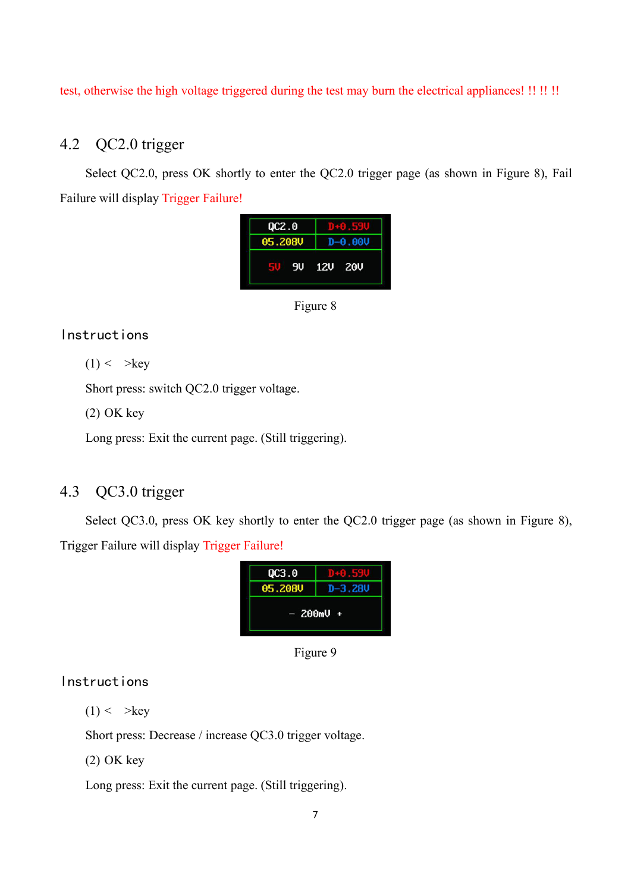test, otherwise the high voltage triggered during the test may burn the electrical appliances! !! !! !!

## 4.2 QC2.0 trigger

Select QC2.0, press OK shortly to enter the QC2.0 trigger page (as shown in Figure 8), Fail Failure will display Trigger Failure!

Figure 8

Instructions

(1) < >key

Short press: switch QC2.0 trigger voltage.

(2) OK key

Long press: Exit the current page. (Still triggering).

## 4.3 QC3.0 trigger

Select QC3.0, press OK key shortly to enter the QC2.0 trigger page (as shown in Figure 8), Trigger Failure will display Trigger Failure!

Figure 9

Instructions

(1) < >key

Short press: Decrease / increase QC3.0 trigger voltage.

(2) OK key

Long press: Exit the current page. (Still triggering).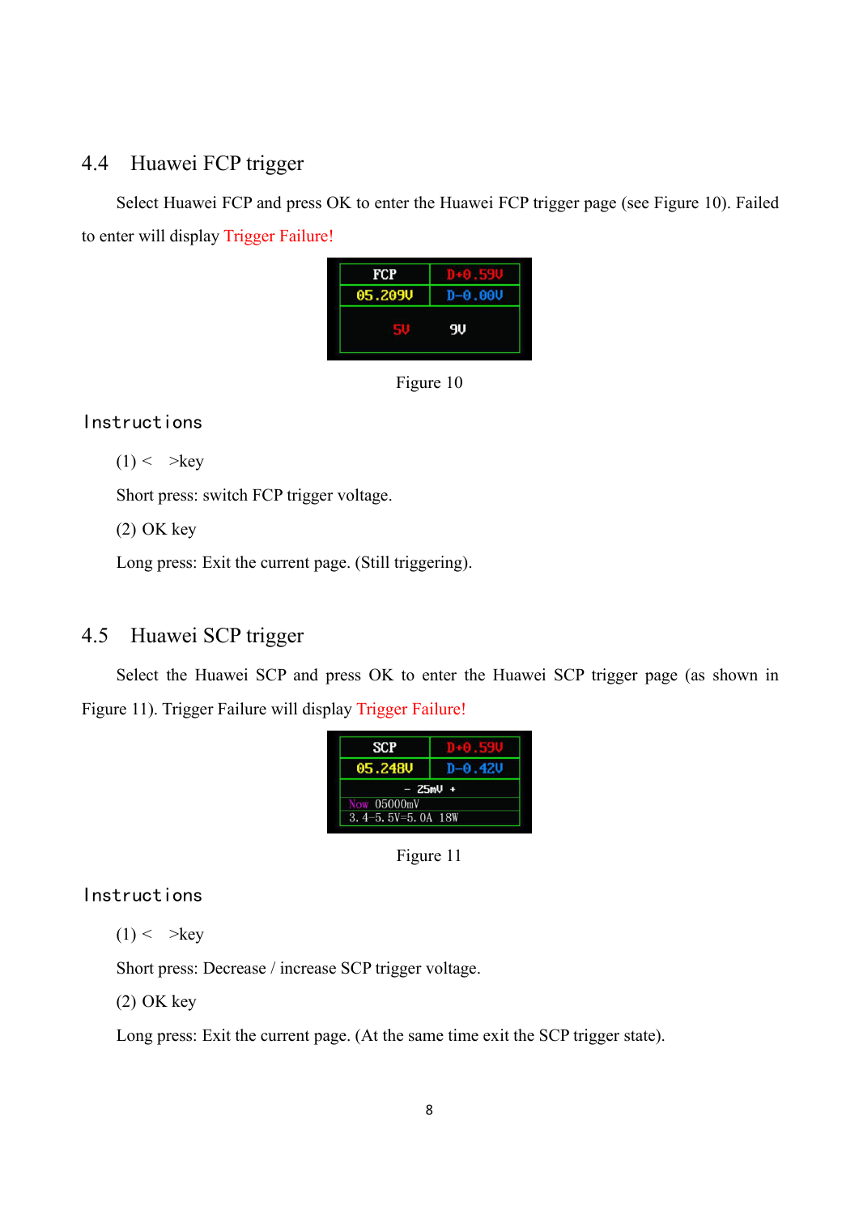## 4.4 Huawei FCP trigger

Select Huawei FCP and press OK to enter the Huawei FCP trigger page (see Figure 10). Failed to enter will display Trigger Failure!

Figure 10

### Instructions

(1) < >key

Short press: switch FCP trigger voltage.

(2) OK key

Long press: Exit the current page. (Still triggering).

## 4.5 Huawei SCP trigger

Select the Huawei SCP and press OK to enter the Huawei SCP trigger page (as shown in Figure 11). Trigger Failure will display Trigger Failure!

Figure 11

### Instructions

(1) < >key

Short press: Decrease / increase SCP trigger voltage.

(2) OK key

Long press: Exit the current page. (At the same time exit the SCP trigger state).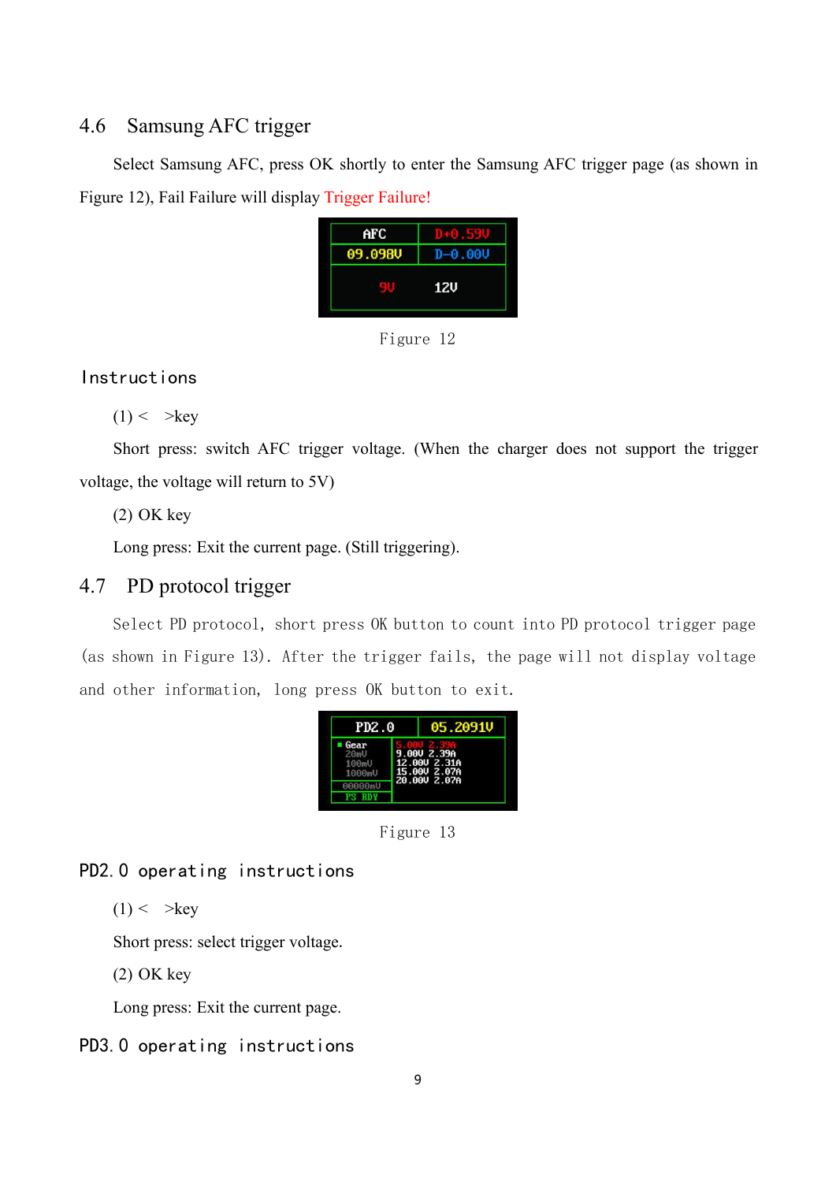## 4.6 Samsung AFC trigger

Select Samsung AFC, press OK shortly to enter the Samsung AFC trigger page (as shown in Figure 12), Fail Failure will display Trigger Failure!

Figure 12

### Instructions

(1) < >key

Short press: switch AFC trigger voltage. (When the charger does not support the trigger voltage, the voltage will return to 5V)

(2) OK key

Long press: Exit the current page. (Still triggering).

## 4.7 PD protocol trigger

Select PD protocol, short press OK button to count into PD protocol trigger page (as shown in Figure 13). After the trigger fails, the page will not display voltage and other information, long press OK button to exit.

Figure 13

### PD2.0 operating instructions

(1) < >key

Short press: select trigger voltage.

(2) OK key

Long press: Exit the current page.

### PD3.0 operating instructions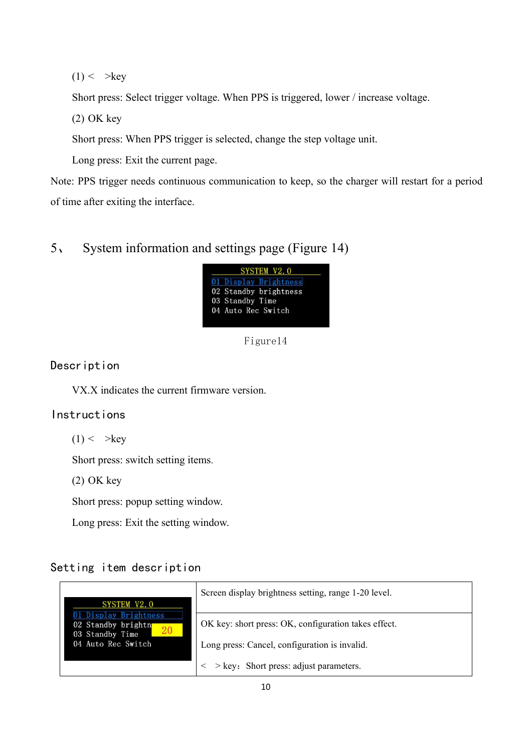(1) < >key

Short press: Select trigger voltage. When PPS is triggered, lower / increase voltage.

(2) OK key

Short press: When PPS trigger is selected, change the step voltage unit.

Long press: Exit the current page.

Note: PPS trigger needs continuous communication to keep, so the charger will restart for a period of time after exiting the interface.

## 5、 System information and settings page (Figure 14)

SYSTEM V2.0
01 Display Brightness
02 Standby brightness
03 Standby Time
04 Auto Rec Switch

Figure14

### Description

VX.X indicates the current firmware version.

### Instructions

(1) < >key

Short press: switch setting items.

(2) OK key

Short press: popup setting window.

Long press: Exit the setting window.

### Setting item description

| | |
|---|---|
| SYSTEM V2.0<br>01 Display Brightness<br>02 Standby brightn 20<br>03 Standby Time<br>04 Auto Rec Switch | Screen display brightness setting, range 1-20 level. |
| | OK key: short press: OK, configuration takes effect.<br>Long press: Cancel, configuration is invalid.<br>< > key：Short press: adjust parameters. |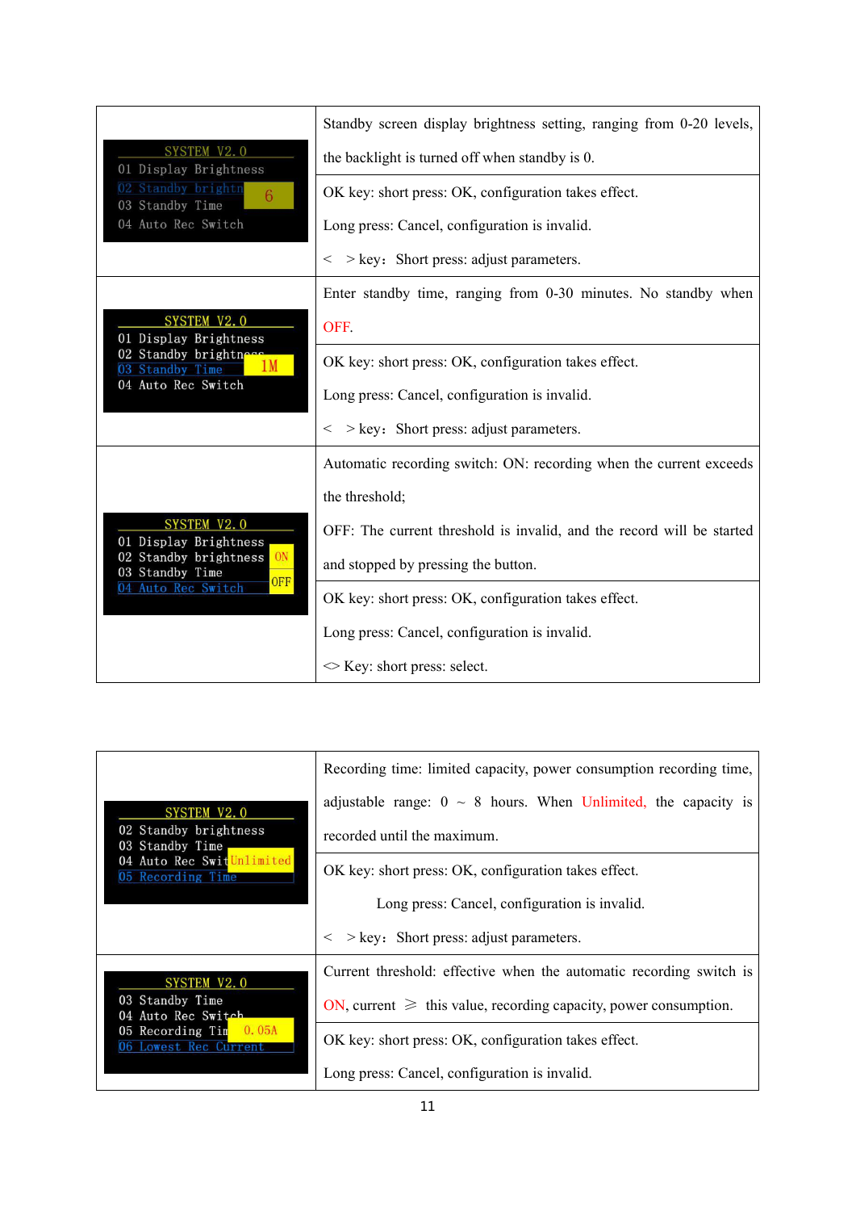| SYSTEM V2.0<br>01 Display Brightness<br>02 Standby brightn 6<br>03 Standby Time<br>04 Auto Rec Switch | Standby screen display brightness setting, ranging from 0-20 levels, the backlight is turned off when standby is 0.<br>OK key: short press: OK, configuration takes effect.<br>Long press: Cancel, configuration is invalid.<br>< > key: Short press: adjust parameters. |
|---|---|
| SYSTEM V2.0<br>01 Display Brightness<br>02 Standby brightness<br>03 Standby Time 1M<br>04 Auto Rec Switch | Enter standby time, ranging from 0-30 minutes. No standby when OFF.<br>OK key: short press: OK, configuration takes effect.<br>Long press: Cancel, configuration is invalid.<br>< > key: Short press: adjust parameters. |
| SYSTEM V2.0<br>01 Display Brightness<br>02 Standby brightness ON<br>03 Standby Time<br>04 Auto Rec Switch OFF | Automatic recording switch: ON: recording when the current exceeds the threshold;<br>OFF: The current threshold is invalid, and the record will be started and stopped by pressing the button.<br>OK key: short press: OK, configuration takes effect.<br>Long press: Cancel, configuration is invalid.<br><> Key: short press: select. |

| SYSTEM V2.0<br>02 Standby brightness<br>03 Standby Time<br>04 Auto Rec Swit Unlimited<br>05 Recording Time | Recording time: limited capacity, power consumption recording time, adjustable range: 0 ~ 8 hours. When Unlimited, the capacity is recorded until the maximum.<br>OK key: short press: OK, configuration takes effect.<br>Long press: Cancel, configuration is invalid.<br>< > key: Short press: adjust parameters. |
|---|---|
| SYSTEM V2.0<br>03 Standby Time<br>04 Auto Rec Switch<br>05 Recording Tim 0.05A<br>06 Lowest Rec Current | Current threshold: effective when the automatic recording switch is ON, current ≥ this value, recording capacity, power consumption.<br>OK key: short press: OK, configuration takes effect.<br>Long press: Cancel, configuration is invalid. |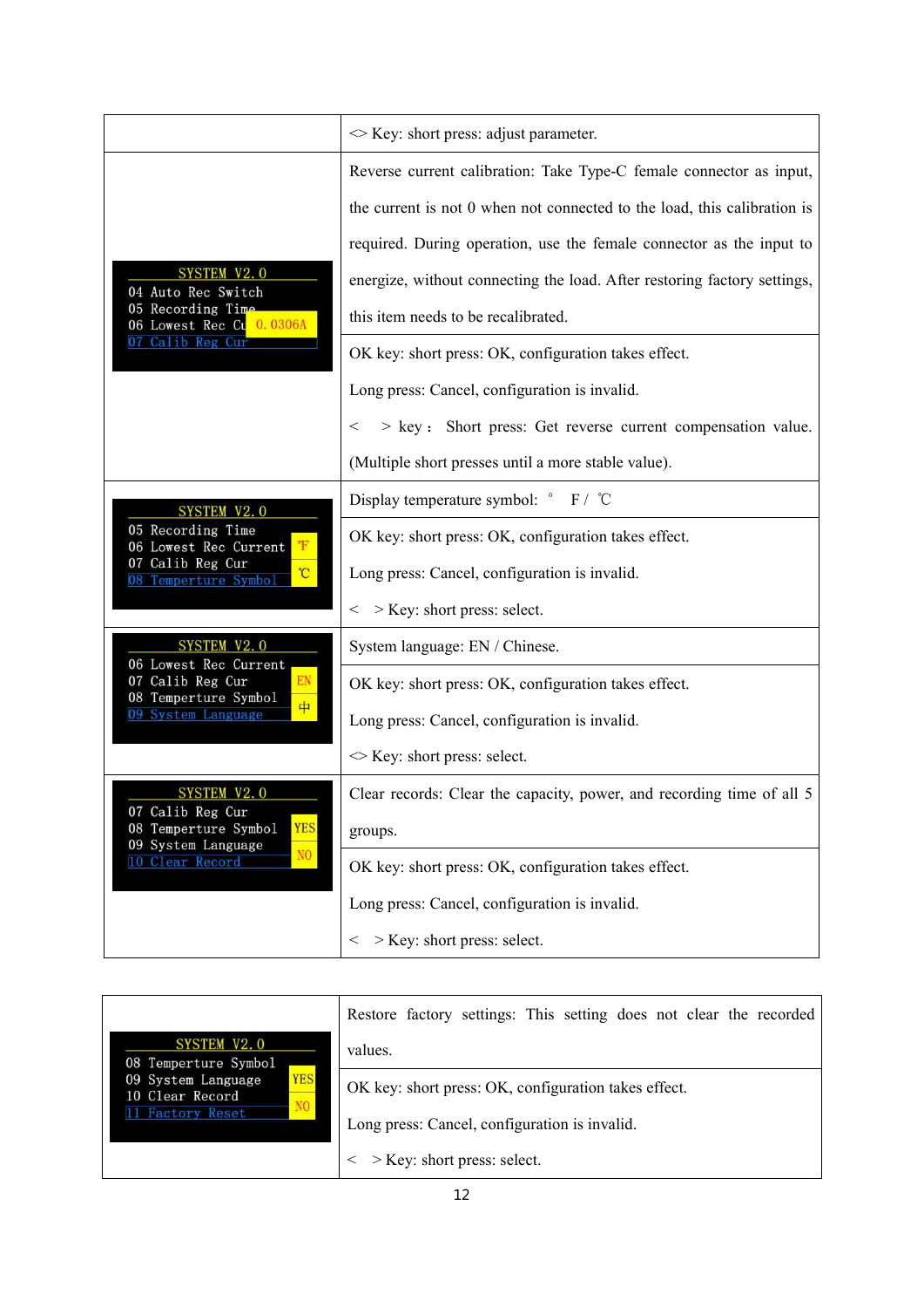| | |
|---|---|
| | <> Key: short press: adjust parameter. |
| SYSTEM V2.0<br>04 Auto Rec Switch<br>05 Recording Time<br>06 Lowest Rec Cu 0.0306A<br>07 Calib Reg Cur | Reverse current calibration: Take Type-C female connector as input, the current is not 0 when not connected to the load, this calibration is required. During operation, use the female connector as the input to energize, without connecting the load. After restoring factory settings, this item needs to be recalibrated. |
| | OK key: short press: OK, configuration takes effect.<br>Long press: Cancel, configuration is invalid.<br>< > key: Short press: Get reverse current compensation value. (Multiple short presses until a more stable value). |
| SYSTEM V2.0<br>05 Recording Time<br>06 Lowest Rec Current ℉<br>07 Calib Reg Cur ℃<br>08 Temperture Symbol | Display temperature symbol: ° F / ℃ |
| | OK key: short press: OK, configuration takes effect.<br>Long press: Cancel, configuration is invalid.<br>< > Key: short press: select. |
| SYSTEM V2.0<br>06 Lowest Rec Current<br>07 Calib Reg Cur EN<br>08 Temperture Symbol 中<br>09 System Language | System language: EN / Chinese. |
| | OK key: short press: OK, configuration takes effect.<br>Long press: Cancel, configuration is invalid.<br><> Key: short press: select. |
| SYSTEM V2.0<br>07 Calib Reg Cur<br>08 Temperture Symbol YES<br>09 System Language NO<br>10 Clear Record | Clear records: Clear the capacity, power, and recording time of all 5 groups. |
| | OK key: short press: OK, configuration takes effect.<br>Long press: Cancel, configuration is invalid.<br>< > Key: short press: select. |

| | |
|---|---|
| SYSTEM V2.0<br>08 Temperture Symbol<br>09 System Language YES<br>10 Clear Record NO<br>11 Factory Reset | Restore factory settings: This setting does not clear the recorded values. |
| | OK key: short press: OK, configuration takes effect.<br>Long press: Cancel, configuration is invalid.<br>< > Key: short press: select. |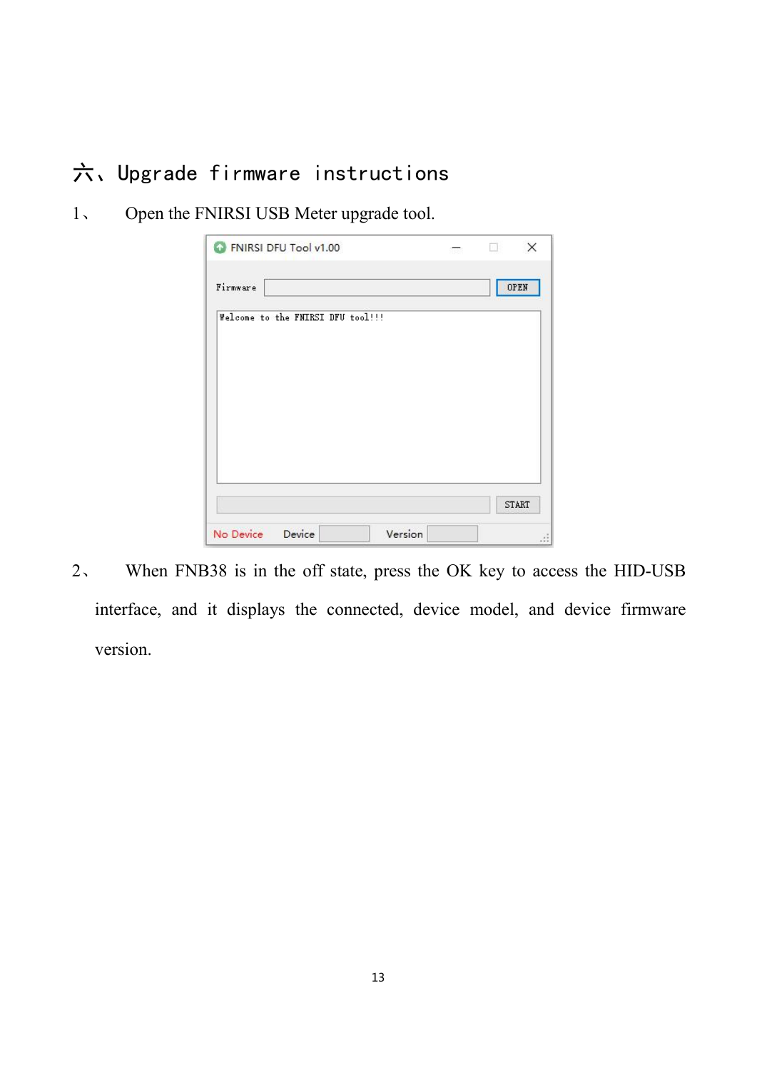# 六、Upgrade firmware instructions

1、 Open the FNIRSI USB Meter upgrade tool.

2、 When FNB38 is in the off state, press the OK key to access the HID-USB interface, and it displays the connected, device model, and device firmware version.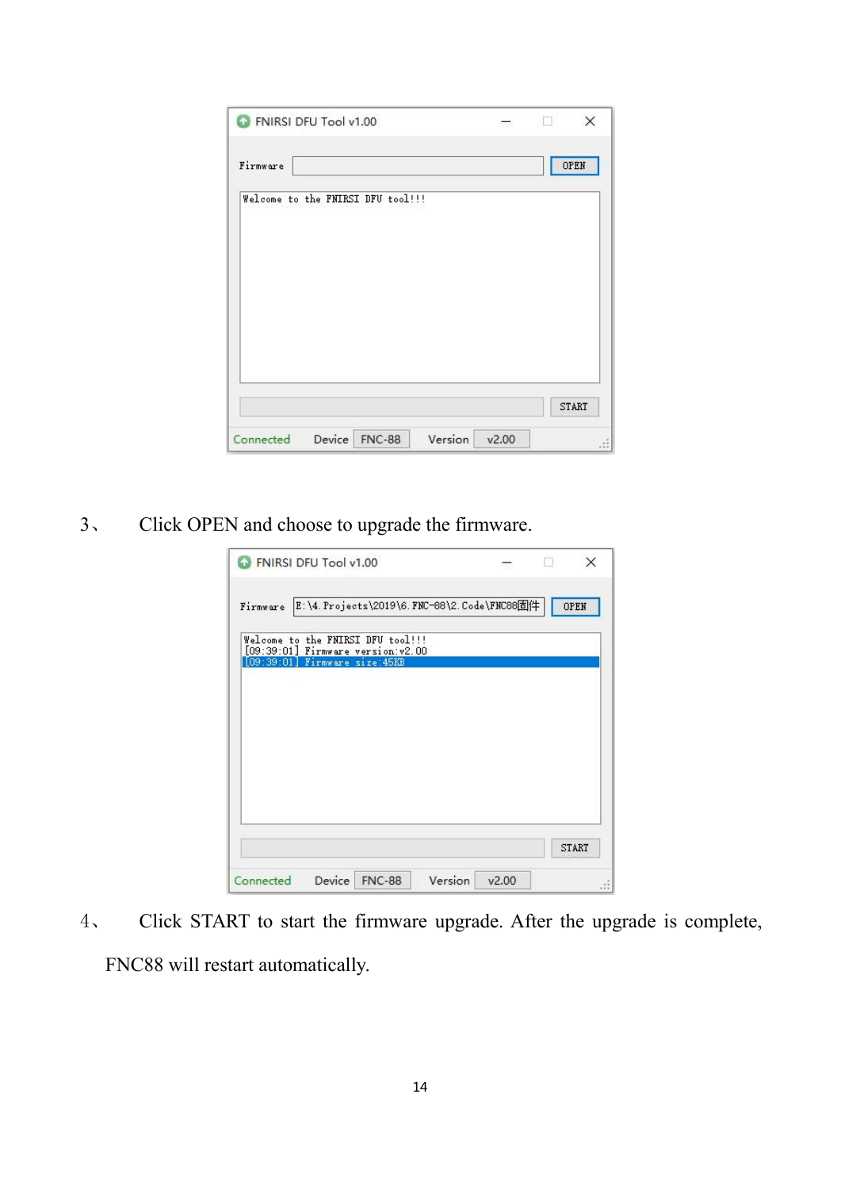3、 Click OPEN and choose to upgrade the firmware.

4、 Click START to start the firmware upgrade. After the upgrade is complete, FNC88 will restart automatically.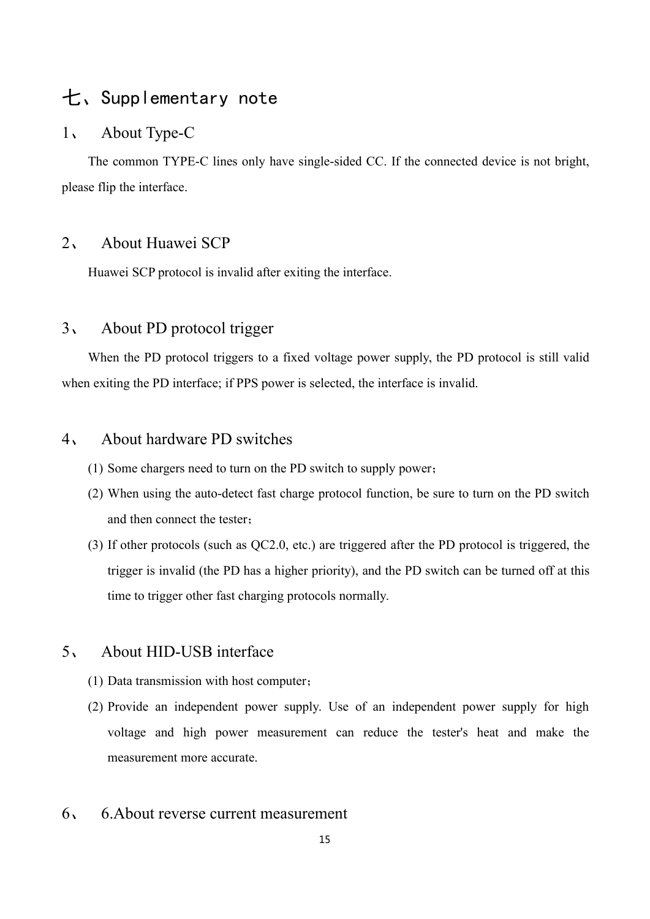# 七、Supplementary note

## 1、 About Type-C

The common TYPE-C lines only have single-sided CC. If the connected device is not bright, please flip the interface.

## 2、 About Huawei SCP

Huawei SCP protocol is invalid after exiting the interface.

## 3、 About PD protocol trigger

When the PD protocol triggers to a fixed voltage power supply, the PD protocol is still valid when exiting the PD interface; if PPS power is selected, the interface is invalid.

## 4、 About hardware PD switches

(1) Some chargers need to turn on the PD switch to supply power；

(2) When using the auto-detect fast charge protocol function, be sure to turn on the PD switch and then connect the tester；

(3) If other protocols (such as QC2.0, etc.) are triggered after the PD protocol is triggered, the trigger is invalid (the PD has a higher priority), and the PD switch can be turned off at this time to trigger other fast charging protocols normally.

## 5、 About HID-USB interface

(1) Data transmission with host computer；

(2) Provide an independent power supply. Use of an independent power supply for high voltage and high power measurement can reduce the tester's heat and make the measurement more accurate.

## 6、 6.About reverse current measurement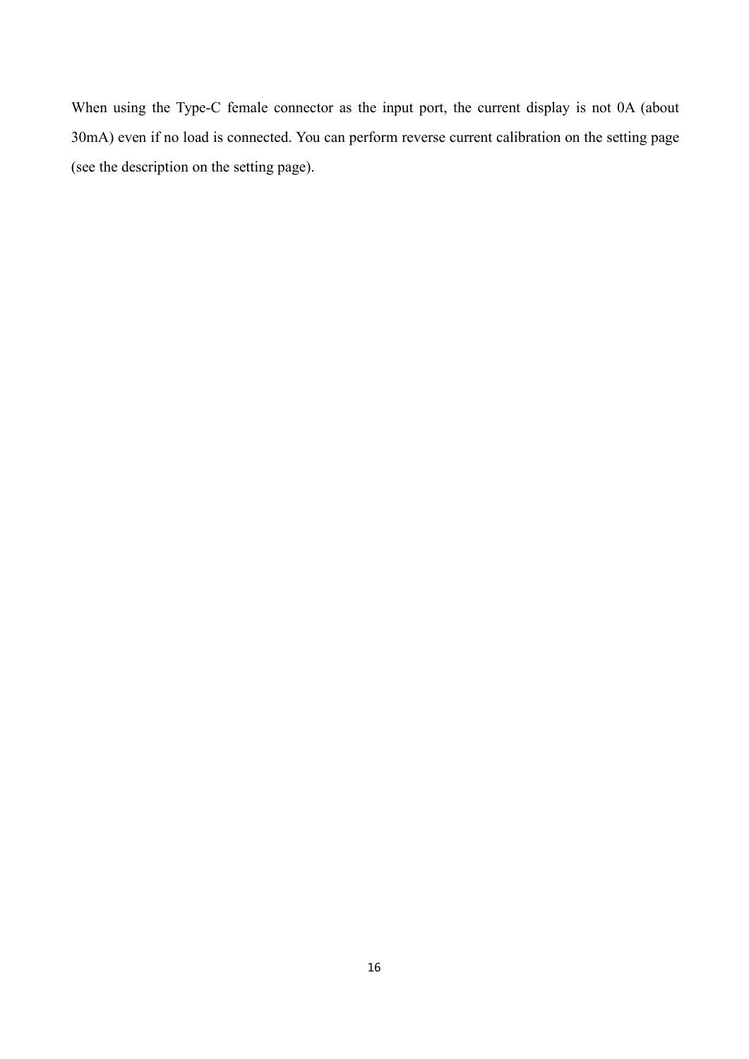When using the Type-C female connector as the input port, the current display is not 0A (about 30mA) even if no load is connected. You can perform reverse current calibration on the setting page (see the description on the setting page).